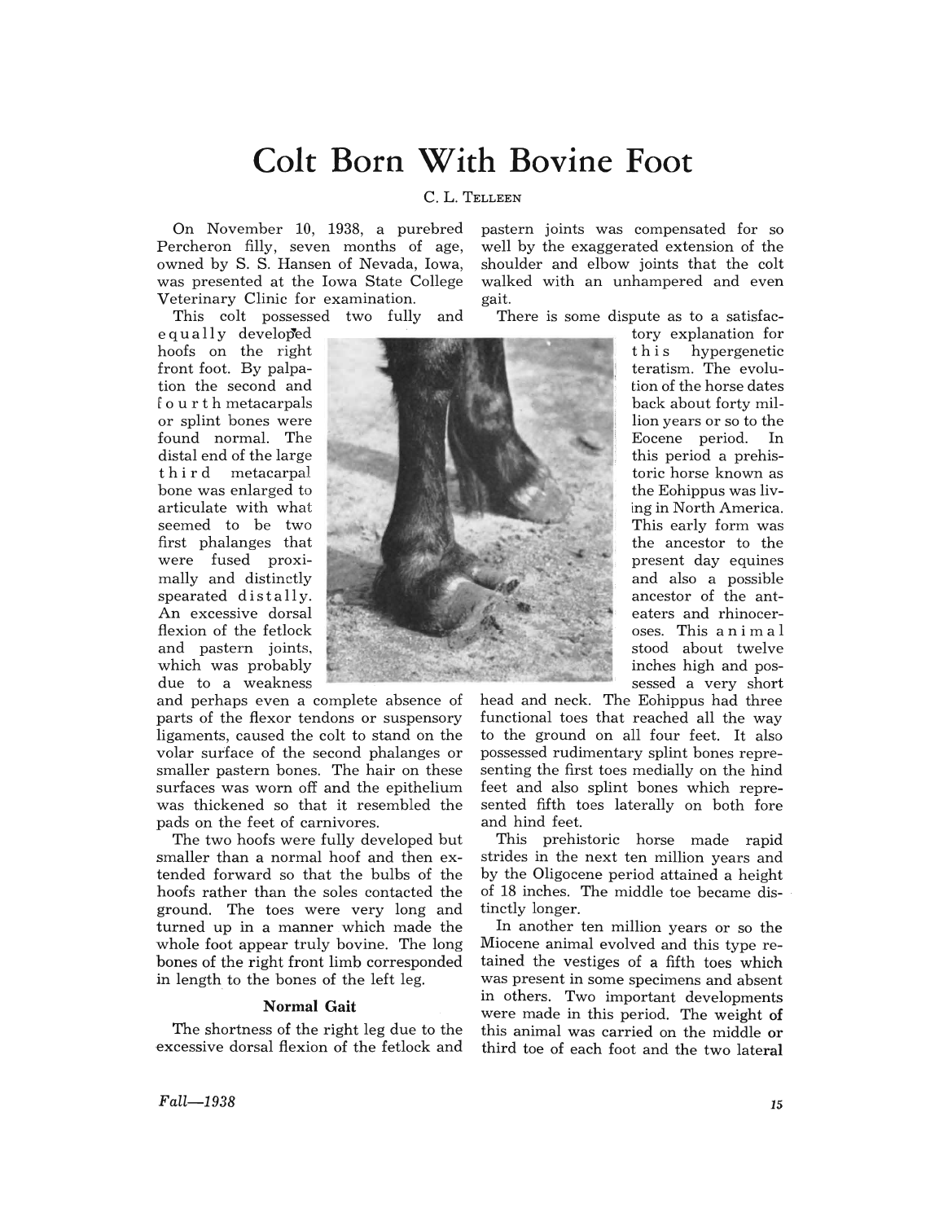# Colt Born With Bovine Foot

C. L. TELLEEN

On November 10, 1938, a purebred Percheron filly, seven months of age, owned by S. S. Hansen of Nevada, Iowa, was presented at the Iowa State College Veterinary Clinic for examination.

This colt possessed two fully and equally developed hoofs on the right front foot. By palpation the second and fourth metacarpals or splint bones were found normal. The distal end of the large third metacarpal bone was enlarged to articulate with what seemed to be two first phalanges that were fused proximally and distinctly spearated distally. An excessive dorsal flexion of the fetlock and pastern joints, which was probably due to a weakness and perhaps even a complete absence of parts of the flexor tendons or suspensory ligaments, caused the colt to stand on the volar surface of the second phalanges or smaller pastern bones. The hair on these surfaces was worn off and the epithelium was thickened so that it resembled the pads on the feet of carnivores.

The two hoofs were fully developed but smaller than a normal hoof and then extended forward so that the bulbs of the hoofs rather than the soles contacted the ground. The toes were very long and turned up in a manner which made the whole foot appear truly bovine. The long bones of the right front limb corresponded in length to the bones of the left leg.

### Normal Gait

The shortness of the right leg due to the excessive dorsal flexion of the fetlock and pastern joints was compensated for so well by the exaggerated extension of the shoulder and elbow joints that the colt walked with an unhampered and even gait.

There is some dispute as to a satisfactory explanation for this hypergenetic teratism. The evolution of the horse dates back about forty million years or so to the Eocene period. In this period a prehistoric horse known as the Eohippus was living in North America. This early form was the ancestor to the present day equines and also a possible ancestor of the anteaters and rhinoceroses. This animal stood about twelve inches high and possessed a very short head and neck. The Eohippus had three functional toes that reached all the way to the ground on all four feet. It also possessed rudimentary splint bones representing the first toes medially on the hind feet and also splint bones which represented fifth toes laterally on both fore and hind feet.

This prehistoric horse made rapid strides in the next ten million years and by the Oligocene period attained a height of 18 inches. The middle toe became distinctly longer.

In another ten million years or so the Miocene animal evolved and this type retained the vestiges of a fifth toes which was present in some specimens and absent in others. Two important developments were made in this period. The weight of this animal was carried on the middle or third toe of each foot and the two lateral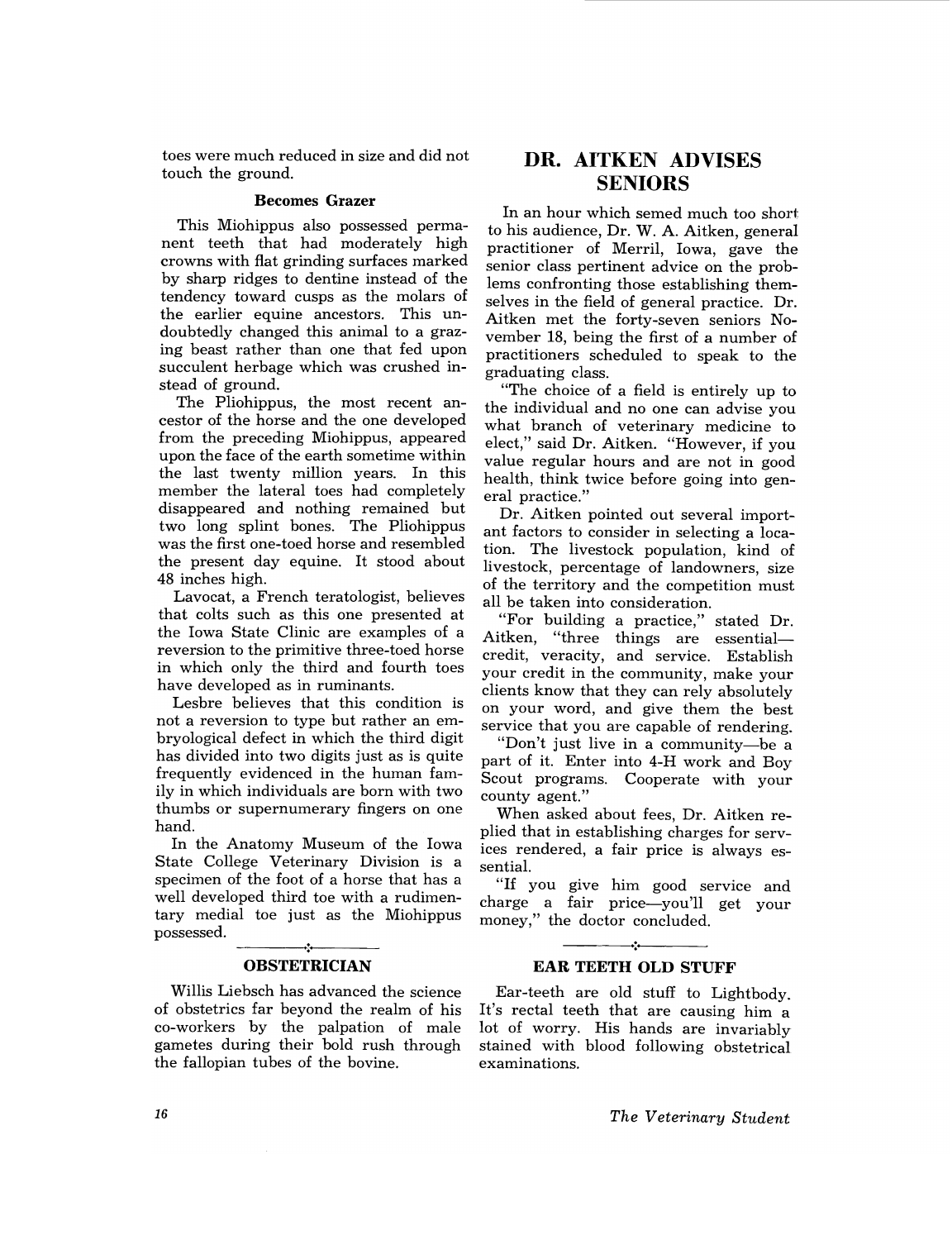toes were much reduced in size and did not touch the ground.

### Becomes Grazer

This Miohippus also possessed permanent teeth that had moderately high crowns with flat grinding surfaces marked by sharp ridges to dentine instead of the tendency toward cusps as the molars of the earlier equine ancestors. This undoubtedly changed this animal to a grazing beast rather than one that fed upon succulent herbage which was crushed instead of ground.

The Pliohippus, the most recent ancestor of the horse and the one developed from the preceding Miohippus, appeared upon the face of the earth sometime within the last twenty million years. In this member the lateral toes had completely disappeared and nothing remained but two long splint bones. The Pliohippus was the first one-toed horse and resembled the present day equine. It stood about 48 inches high.

Lavocat, a French teratologist, believes that colts such as this one presented at the Iowa State Clinic are examples of a reversion to the primitive three-toed horse in which only the third and fourth toes have developed as in ruminants.

Lesbre believes that this condition is not a reversion to type but rather an embryological defect in which the third digit has divided into two digits just as is quite frequently evidenced in the human family in which individuals are born with two thumbs or supernumerary fingers on one hand.

In the Anatomy Museum of the Iowa State College Veterinary Division is a specimen of the foot of a horse that has a well developed third toe with a rudimentary medial toe just as the Miohippus possessed.

### OBSTETRICIAN

Willis Liebsch has advanced the science of obstetrics far beyond the realm of his co-workers by the palpation of male gametes during their bold rush through the fallopian tubes of the bovine.

## DR. AITKEN ADVISES SENIORS

In an hour which semed much too short to his audience, Dr. W. A. Aitken, general practitioner of Merril, Iowa, gave the senior class pertinent advice on the problems confronting those establishing themselves in the field of general practice. Dr. Aitken met the forty-seven seniors November 18, being the first of a number of practitioners scheduled to speak to the graduating class.

"The choice of a field is entirely up to the individual and no one can advise you what branch of veterinary medicine to elect," said Dr. Aitken. "However, if you value regular hours and are not in good health, think twice before going into general practice."

Dr. Aitken pointed out several important factors to consider in selecting a location. The livestock population, kind of livestock, percentage of landowners, size of the territory and the competition must all be taken into consideration.

"For building a practice," stated Dr. Aitken, "three things are essential—credit, veracity, and service. Establish your credit in the community, make your clients know that they can rely absolutely on your word, and give them the best service that you are capable of rendering.

"Don't just live in a community—be a part of it. Enter into 4-H work and Boy Scout programs. Cooperate with your county agent."

When asked about fees, Dr. Aitken replied that in establishing charges for services rendered, a fair price is always essential.

"If you give him good service and charge a fair price—you'll get your money," the doctor concluded.

### EAR TEETH OLD STUFF

Ear-teeth are old stuff to Lightbody. It's rectal teeth that are causing him a lot of worry. His hands are invariably stained with blood following obstetrical examinations.